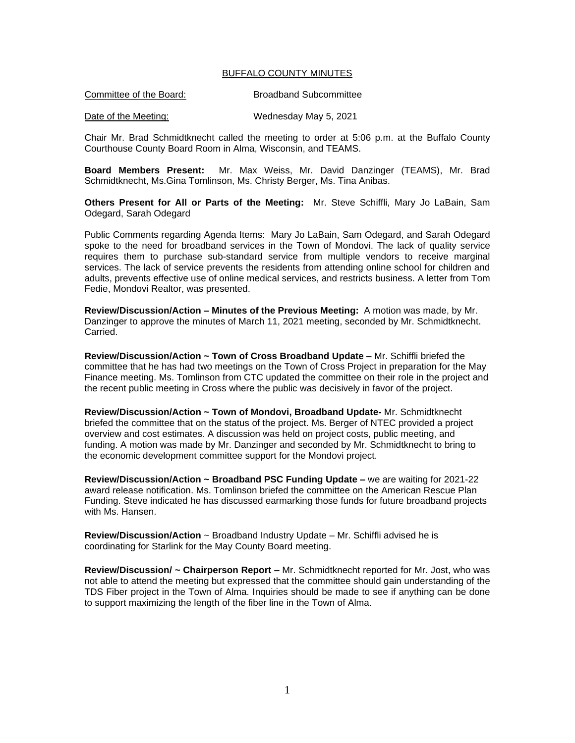# BUFFALO COUNTY MINUTES

Committee of the Board: Broadband Subcommittee

Date of the Meeting: Wednesday May 5, 2021

Chair Mr. Brad Schmidtknecht called the meeting to order at 5:06 p.m. at the Buffalo County Courthouse County Board Room in Alma, Wisconsin, and TEAMS.

**Board Members Present:** Mr. Max Weiss, Mr. David Danzinger (TEAMS), Mr. Brad Schmidtknecht, Ms.Gina Tomlinson, Ms. Christy Berger, Ms. Tina Anibas.

**Others Present for All or Parts of the Meeting:** Mr. Steve Schiffli, Mary Jo LaBain, Sam Odegard, Sarah Odegard

Public Comments regarding Agenda Items: Mary Jo LaBain, Sam Odegard, and Sarah Odegard spoke to the need for broadband services in the Town of Mondovi. The lack of quality service requires them to purchase sub-standard service from multiple vendors to receive marginal services. The lack of service prevents the residents from attending online school for children and adults, prevents effective use of online medical services, and restricts business. A letter from Tom Fedie, Mondovi Realtor, was presented.

**Review/Discussion/Action – Minutes of the Previous Meeting:** A motion was made, by Mr. Danzinger to approve the minutes of March 11, 2021 meeting, seconded by Mr. Schmidtknecht. Carried.

**Review/Discussion/Action ~ Town of Cross Broadband Update –** Mr. Schiffli briefed the committee that he has had two meetings on the Town of Cross Project in preparation for the May Finance meeting. Ms. Tomlinson from CTC updated the committee on their role in the project and the recent public meeting in Cross where the public was decisively in favor of the project.

**Review/Discussion/Action ~ Town of Mondovi, Broadband Update-** Mr. Schmidtknecht briefed the committee that on the status of the project. Ms. Berger of NTEC provided a project overview and cost estimates. A discussion was held on project costs, public meeting, and funding. A motion was made by Mr. Danzinger and seconded by Mr. Schmidtknecht to bring to the economic development committee support for the Mondovi project.

**Review/Discussion/Action ~ Broadband PSC Funding Update –** we are waiting for 2021-22 award release notification. Ms. Tomlinson briefed the committee on the American Rescue Plan Funding. Steve indicated he has discussed earmarking those funds for future broadband projects with Ms. Hansen.

**Review/Discussion/Action** ~ Broadband Industry Update – Mr. Schiffli advised he is coordinating for Starlink for the May County Board meeting.

**Review/Discussion/ ~ Chairperson Report –** Mr. Schmidtknecht reported for Mr. Jost, who was not able to attend the meeting but expressed that the committee should gain understanding of the TDS Fiber project in the Town of Alma. Inquiries should be made to see if anything can be done to support maximizing the length of the fiber line in the Town of Alma.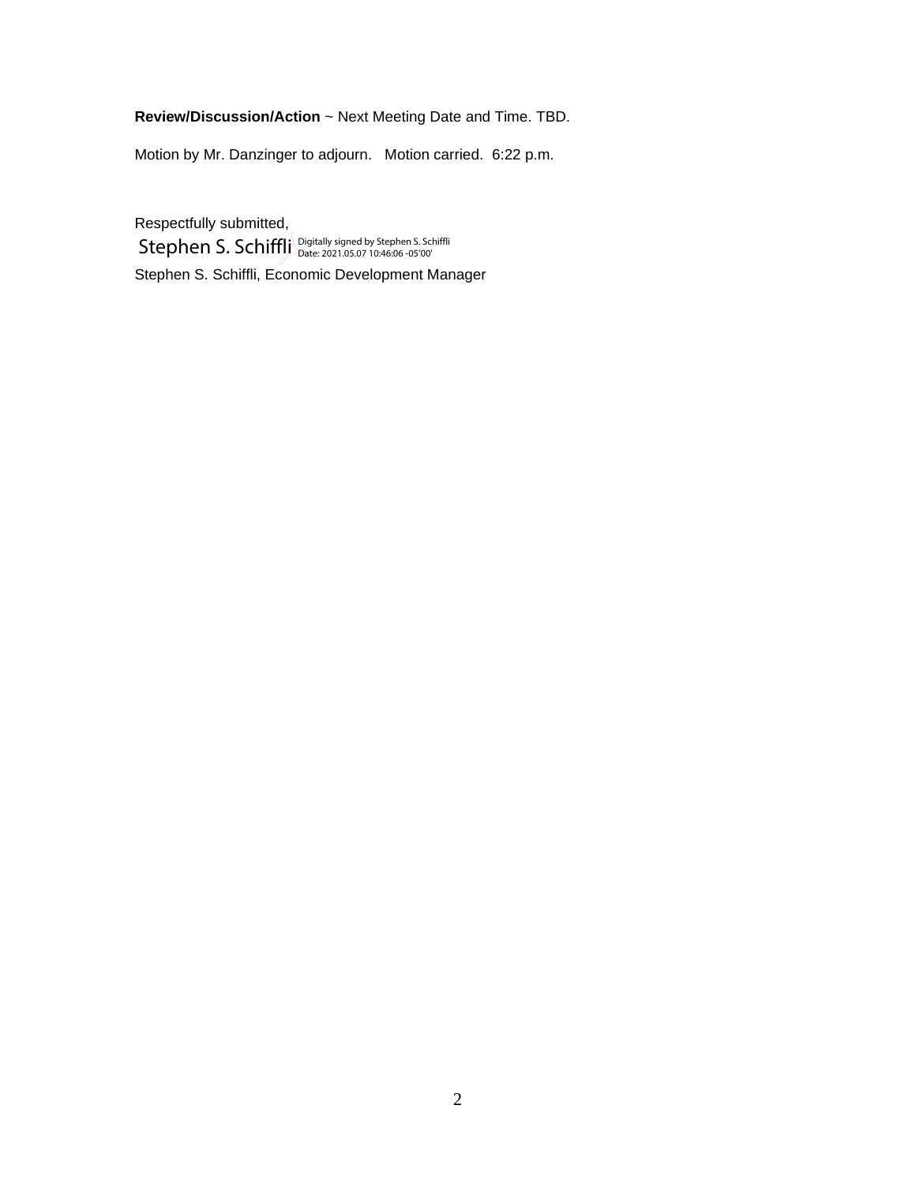**Review/Discussion/Action** ~ Next Meeting Date and Time. TBD.

Motion by Mr. Danzinger to adjourn. Motion carried. 6:22 p.m.

Respectfully submitted,

Stephen S. Schiffli Digitally signed by Stephen S. Schiffli Date: 2021.05.07 10:46:06 -05'00'

Stephen S. Schiffli, Economic Development Manager